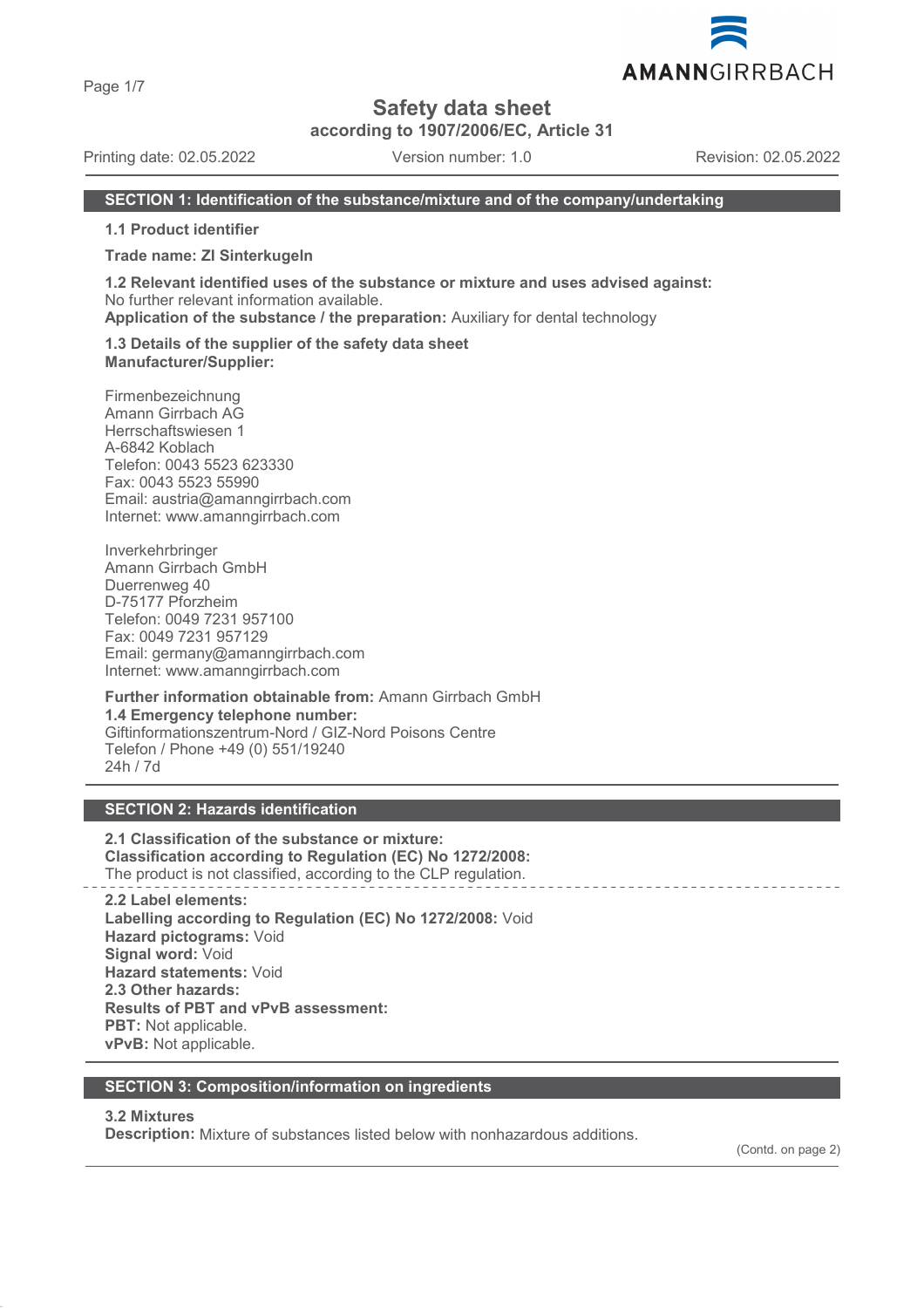# Safety data sheet

**according to 1907/2006/EC, Article 31**

Printing date: 02.05.2022 Version number: 1.0 Revision: 02.05.2022

## SECTION 1: Identification of the substance/mixture and of the company/undertaking

**1.1 Product identifier**

**Trade name: ZI Sinterkugeln**

**1.2 Relevant identified uses of the substance or mixture and uses advised against:**
No further relevant information available.
**Application of the substance / the preparation:** Auxiliary for dental technology

**1.3 Details of the supplier of the safety data sheet**
**Manufacturer/Supplier:**

Firmenbezeichnung
Amann Girrbach AG
Herrschaftswiesen 1
A-6842 Koblach
Telefon: 0043 5523 623330
Fax: 0043 5523 55990
Email: austria@amanngirrbach.com
Internet: www.amanngirrbach.com

Inverkehrbringer
Amann Girrbach GmbH
Duerrenweg 40
D-75177 Pforzheim
Telefon: 0049 7231 957100
Fax: 0049 7231 957129
Email: germany@amanngirrbach.com
Internet: www.amanngirrbach.com

**Further information obtainable from:** Amann Girrbach GmbH
**1.4 Emergency telephone number:**
Giftinformationszentrum-Nord / GIZ-Nord Poisons Centre
Telefon / Phone +49 (0) 551/19240
24h / 7d

## SECTION 2: Hazards identification

**2.1 Classification of the substance or mixture:**
**Classification according to Regulation (EC) No 1272/2008:**
The product is not classified, according to the CLP regulation.

**2.2 Label elements:**
**Labelling according to Regulation (EC) No 1272/2008:** Void
**Hazard pictograms:** Void
**Signal word:** Void
**Hazard statements:** Void
**2.3 Other hazards:**
**Results of PBT and vPvB assessment:**
**PBT:** Not applicable.
**vPvB:** Not applicable.

## SECTION 3: Composition/information on ingredients

**3.2 Mixtures**
**Description:** Mixture of substances listed below with nonhazardous additions.

(Contd. on page 2)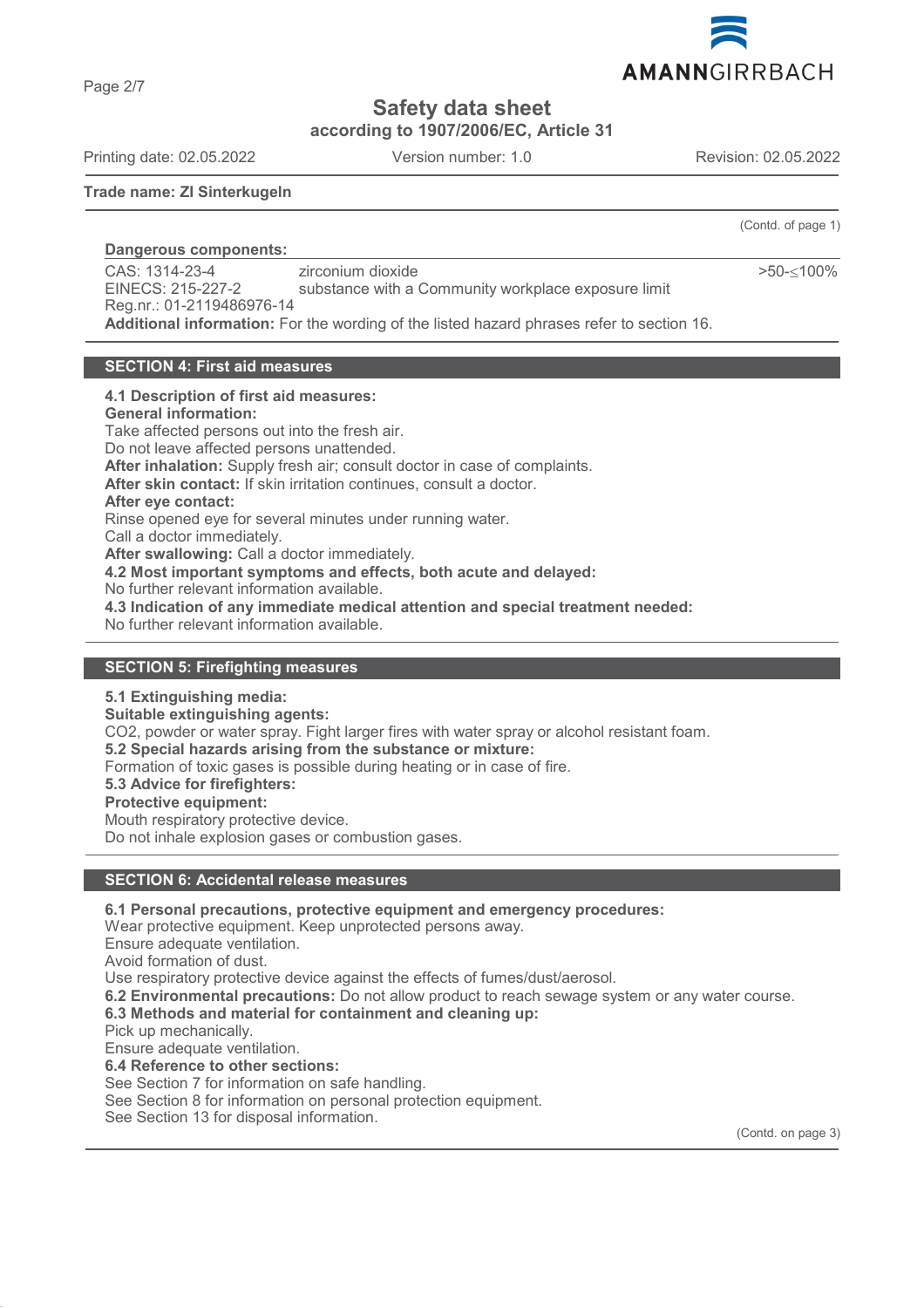# Safety data sheet

**according to 1907/2006/EC, Article 31**

Printing date: 02.05.2022 Version number: 1.0 Revision: 02.05.2022

**Trade name: ZI Sinterkugeln**

(Contd. of page 1)

**Dangerous components:**

| | | |
|---|---|---|
| CAS: 1314-23-4<br>EINECS: 215-227-2<br>Reg.nr.: 01-2119486976-14 | zirconium dioxide<br>substance with a Community workplace exposure limit | >50-≤100% |

**Additional information:** For the wording of the listed hazard phrases refer to section 16.

## SECTION 4: First aid measures

**4.1 Description of first aid measures:**

**General information:**

Take affected persons out into the fresh air.
Do not leave affected persons unattended.

**After inhalation:** Supply fresh air; consult doctor in case of complaints.

**After skin contact:** If skin irritation continues, consult a doctor.

**After eye contact:**

Rinse opened eye for several minutes under running water.
Call a doctor immediately.

**After swallowing:** Call a doctor immediately.

**4.2 Most important symptoms and effects, both acute and delayed:**

No further relevant information available.

**4.3 Indication of any immediate medical attention and special treatment needed:**

No further relevant information available.

## SECTION 5: Firefighting measures

**5.1 Extinguishing media:**

**Suitable extinguishing agents:**

CO2, powder or water spray. Fight larger fires with water spray or alcohol resistant foam.

**5.2 Special hazards arising from the substance or mixture:**

Formation of toxic gases is possible during heating or in case of fire.

**5.3 Advice for firefighters:**

**Protective equipment:**

Mouth respiratory protective device.
Do not inhale explosion gases or combustion gases.

## SECTION 6: Accidental release measures

**6.1 Personal precautions, protective equipment and emergency procedures:**

Wear protective equipment. Keep unprotected persons away.
Ensure adequate ventilation.
Avoid formation of dust.
Use respiratory protective device against the effects of fumes/dust/aerosol.

**6.2 Environmental precautions:** Do not allow product to reach sewage system or any water course.

**6.3 Methods and material for containment and cleaning up:**

Pick up mechanically.
Ensure adequate ventilation.

**6.4 Reference to other sections:**

See Section 7 for information on safe handling.
See Section 8 for information on personal protection equipment.
See Section 13 for disposal information.

(Contd. on page 3)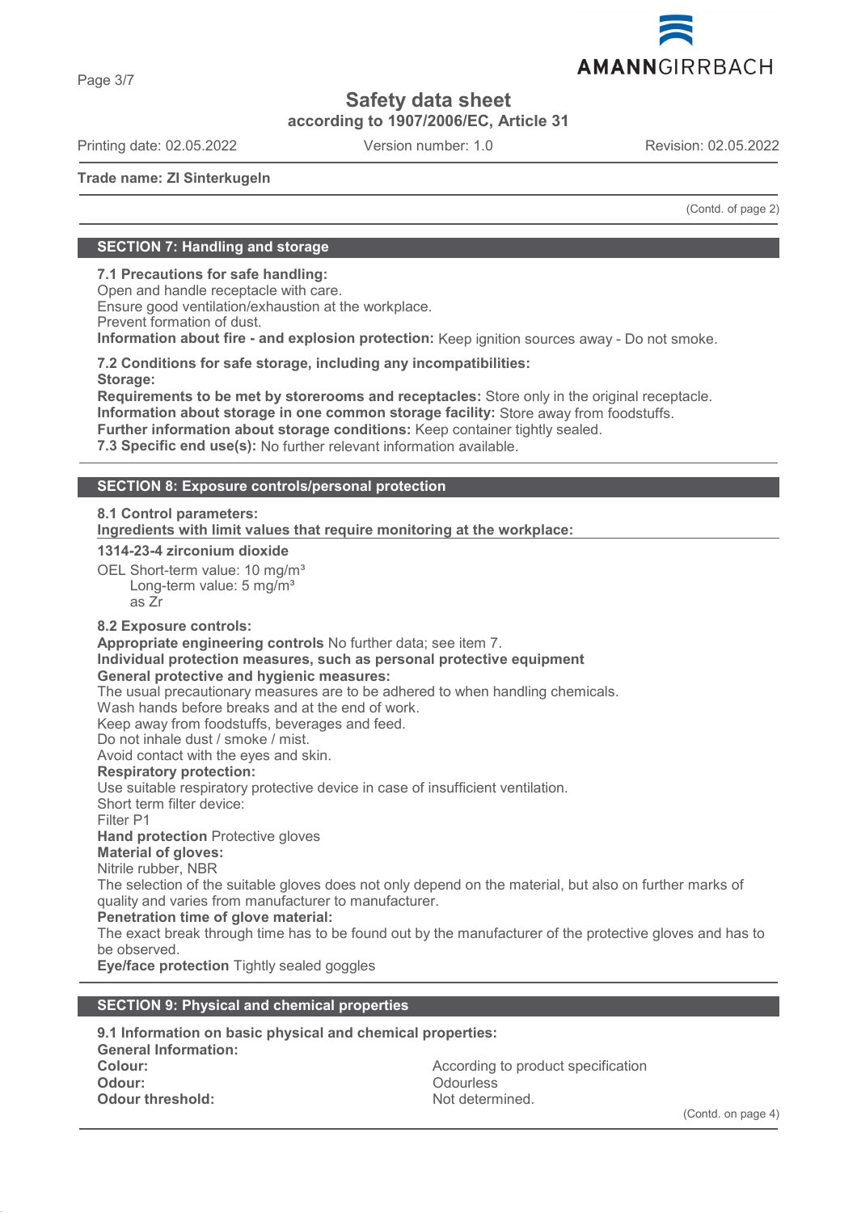Trade name: ZI Sinterkugeln

(Contd. of page 2)

## SECTION 7: Handling and storage

**7.1 Precautions for safe handling:**
Open and handle receptacle with care.
Ensure good ventilation/exhaustion at the workplace.
Prevent formation of dust.
**Information about fire - and explosion protection:** Keep ignition sources away - Do not smoke.

**7.2 Conditions for safe storage, including any incompatibilities:**
**Storage:**
**Requirements to be met by storerooms and receptacles:** Store only in the original receptacle.
**Information about storage in one common storage facility:** Store away from foodstuffs.
**Further information about storage conditions:** Keep container tightly sealed.
**7.3 Specific end use(s):** No further relevant information available.

## SECTION 8: Exposure controls/personal protection

**8.1 Control parameters:**
**Ingredients with limit values that require monitoring at the workplace:**

**1314-23-4 zirconium dioxide**

OEL Short-term value: 10 mg/m³
Long-term value: 5 mg/m³
as Zr

**8.2 Exposure controls:**
**Appropriate engineering controls** No further data; see item 7.
**Individual protection measures, such as personal protective equipment**
**General protective and hygienic measures:**
The usual precautionary measures are to be adhered to when handling chemicals.
Wash hands before breaks and at the end of work.
Keep away from foodstuffs, beverages and feed.
Do not inhale dust / smoke / mist.
Avoid contact with the eyes and skin.
**Respiratory protection:**
Use suitable respiratory protective device in case of insufficient ventilation.
Short term filter device:
Filter P1
**Hand protection** Protective gloves
**Material of gloves:**
Nitrile rubber, NBR
The selection of the suitable gloves does not only depend on the material, but also on further marks of quality and varies from manufacturer to manufacturer.
**Penetration time of glove material:**
The exact break through time has to be found out by the manufacturer of the protective gloves and has to be observed.
**Eye/face protection** Tightly sealed goggles

## SECTION 9: Physical and chemical properties

**9.1 Information on basic physical and chemical properties:**
**General Information:**

| | |
|---|---|
| **Colour:** | According to product specification |
| **Odour:** | Odourless |
| **Odour threshold:** | Not determined. |

(Contd. on page 4)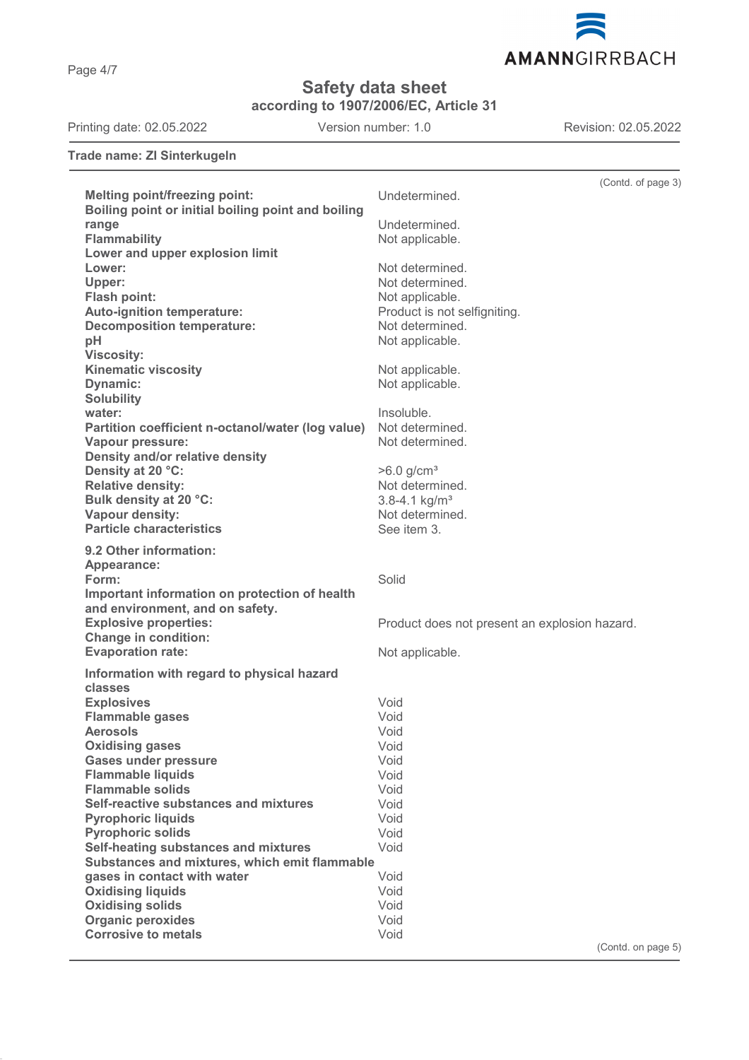# Safety data sheet

**according to 1907/2006/EC, Article 31**

Printing date: 02.05.2022 Version number: 1.0 Revision: 02.05.2022

**Trade name: ZI Sinterkugeln**

(Contd. of page 3)

| | |
|---|---|
| **Melting point/freezing point:** | Undetermined. |
| **Boiling point or initial boiling point and boiling range** | Undetermined. |
| **Flammability** | Not applicable. |
| **Lower and upper explosion limit** | |
| **Lower:** | Not determined. |
| **Upper:** | Not determined. |
| **Flash point:** | Not applicable. |
| **Auto-ignition temperature:** | Product is not selfigniting. |
| **Decomposition temperature:** | Not determined. |
| **pH** | Not applicable. |
| **Viscosity:** | |
| **Kinematic viscosity** | Not applicable. |
| **Dynamic:** | Not applicable. |
| **Solubility** | |
| **water:** | Insoluble. |
| **Partition coefficient n-octanol/water (log value)** | Not determined. |
| **Vapour pressure:** | Not determined. |
| **Density and/or relative density** | |
| **Density at 20 °C:** | >6.0 g/cm³ |
| **Relative density:** | Not determined. |
| **Bulk density at 20 °C:** | 3.8-4.1 kg/m³ |
| **Vapour density:** | Not determined. |
| **Particle characteristics** | See item 3. |

| | |
|---|---|
| **9.2 Other information:** | |
| **Appearance:** | |
| **Form:** | Solid |
| **Important information on protection of health and environment, and on safety.** | |
| **Explosive properties:** | Product does not present an explosion hazard. |
| **Change in condition:** | |
| **Evaporation rate:** | Not applicable. |

| | |
|---|---|
| **Information with regard to physical hazard classes** | |
| **Explosives** | Void |
| **Flammable gases** | Void |
| **Aerosols** | Void |
| **Oxidising gases** | Void |
| **Gases under pressure** | Void |
| **Flammable liquids** | Void |
| **Flammable solids** | Void |
| **Self-reactive substances and mixtures** | Void |
| **Pyrophoric liquids** | Void |
| **Pyrophoric solids** | Void |
| **Self-heating substances and mixtures** | Void |
| **Substances and mixtures, which emit flammable gases in contact with water** | Void |
| **Oxidising liquids** | Void |
| **Oxidising solids** | Void |
| **Organic peroxides** | Void |
| **Corrosive to metals** | Void |

(Contd. on page 5)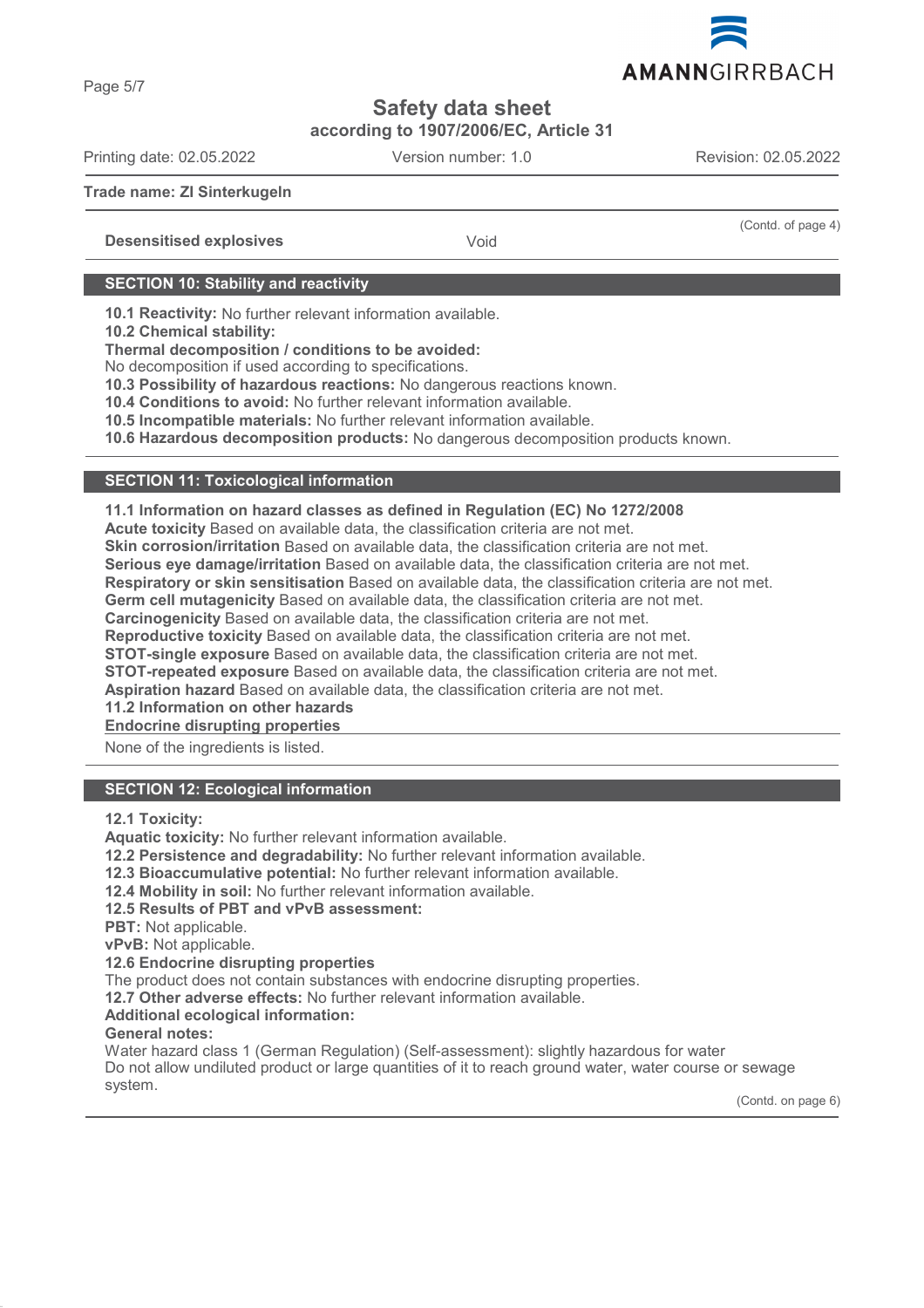**Safety data sheet**
**according to 1907/2006/EC, Article 31**

Printing date: 02.05.2022 | Version number: 1.0 | Revision: 02.05.2022

**Trade name: ZI Sinterkugeln**

(Contd. of page 4)

**Desensitised explosives** Void

## SECTION 10: Stability and reactivity

**10.1 Reactivity:** No further relevant information available.
**10.2 Chemical stability:**
**Thermal decomposition / conditions to be avoided:**
No decomposition if used according to specifications.
**10.3 Possibility of hazardous reactions:** No dangerous reactions known.
**10.4 Conditions to avoid:** No further relevant information available.
**10.5 Incompatible materials:** No further relevant information available.
**10.6 Hazardous decomposition products:** No dangerous decomposition products known.

## SECTION 11: Toxicological information

**11.1 Information on hazard classes as defined in Regulation (EC) No 1272/2008**
**Acute toxicity** Based on available data, the classification criteria are not met.
**Skin corrosion/irritation** Based on available data, the classification criteria are not met.
**Serious eye damage/irritation** Based on available data, the classification criteria are not met.
**Respiratory or skin sensitisation** Based on available data, the classification criteria are not met.
**Germ cell mutagenicity** Based on available data, the classification criteria are not met.
**Carcinogenicity** Based on available data, the classification criteria are not met.
**Reproductive toxicity** Based on available data, the classification criteria are not met.
**STOT-single exposure** Based on available data, the classification criteria are not met.
**STOT-repeated exposure** Based on available data, the classification criteria are not met.
**Aspiration hazard** Based on available data, the classification criteria are not met.
**11.2 Information on other hazards**
**Endocrine disrupting properties**

None of the ingredients is listed.

## SECTION 12: Ecological information

**12.1 Toxicity:**
**Aquatic toxicity:** No further relevant information available.
**12.2 Persistence and degradability:** No further relevant information available.
**12.3 Bioaccumulative potential:** No further relevant information available.
**12.4 Mobility in soil:** No further relevant information available.
**12.5 Results of PBT and vPvB assessment:**
**PBT:** Not applicable.
**vPvB:** Not applicable.
**12.6 Endocrine disrupting properties**
The product does not contain substances with endocrine disrupting properties.
**12.7 Other adverse effects:** No further relevant information available.
**Additional ecological information:**
**General notes:**
Water hazard class 1 (German Regulation) (Self-assessment): slightly hazardous for water
Do not allow undiluted product or large quantities of it to reach ground water, water course or sewage system.

(Contd. on page 6)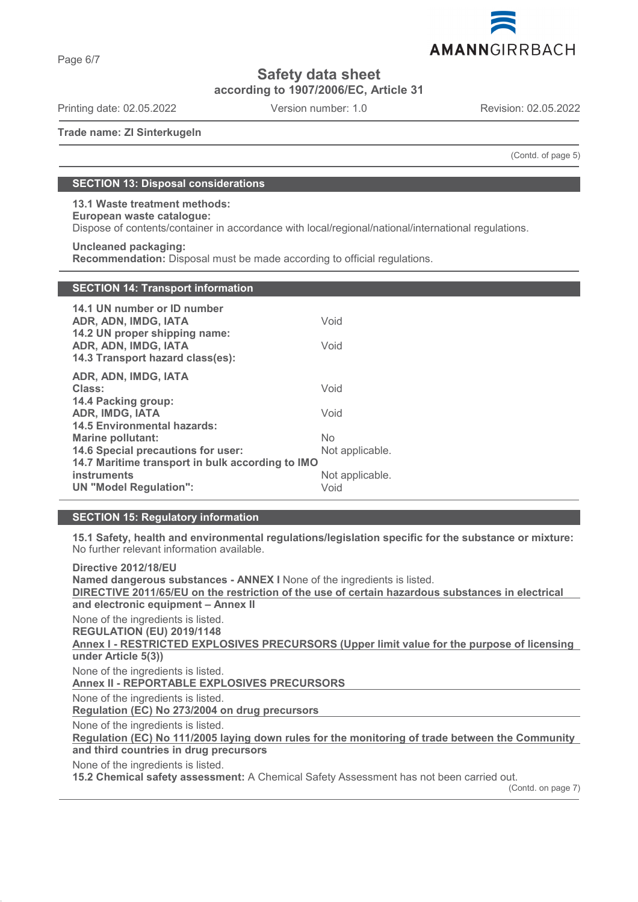Trade name: ZI Sinterkugeln

(Contd. of page 5)

## SECTION 13: Disposal considerations

**13.1 Waste treatment methods:**
**European waste catalogue:**
Dispose of contents/container in accordance with local/regional/national/international regulations.

**Uncleaned packaging:**
**Recommendation:** Disposal must be made according to official regulations.

## SECTION 14: Transport information

| | |
|---|---|
| **14.1 UN number or ID number** | |
| **ADR, ADN, IMDG, IATA** | Void |
| **14.2 UN proper shipping name:** | |
| **ADR, ADN, IMDG, IATA** | Void |
| **14.3 Transport hazard class(es):** | |
| **ADR, ADN, IMDG, IATA** | |
| **Class:** | Void |
| **14.4 Packing group:** | |
| **ADR, IMDG, IATA** | Void |
| **14.5 Environmental hazards:** | |
| **Marine pollutant:** | No |
| **14.6 Special precautions for user:** | Not applicable. |
| **14.7 Maritime transport in bulk according to IMO instruments** | Not applicable. |
| **UN "Model Regulation":** | Void |

## SECTION 15: Regulatory information

**15.1 Safety, health and environmental regulations/legislation specific for the substance or mixture:**
No further relevant information available.

**Directive 2012/18/EU**
**Named dangerous substances - ANNEX I** None of the ingredients is listed.

**DIRECTIVE 2011/65/EU on the restriction of the use of certain hazardous substances in electrical and electronic equipment – Annex II**

None of the ingredients is listed.

**REGULATION (EU) 2019/1148**

**Annex I - RESTRICTED EXPLOSIVES PRECURSORS (Upper limit value for the purpose of licensing under Article 5(3))**

None of the ingredients is listed.

**Annex II - REPORTABLE EXPLOSIVES PRECURSORS**

None of the ingredients is listed.

**Regulation (EC) No 273/2004 on drug precursors**

None of the ingredients is listed.

**Regulation (EC) No 111/2005 laying down rules for the monitoring of trade between the Community and third countries in drug precursors**

None of the ingredients is listed.

**15.2 Chemical safety assessment:** A Chemical Safety Assessment has not been carried out.

(Contd. on page 7)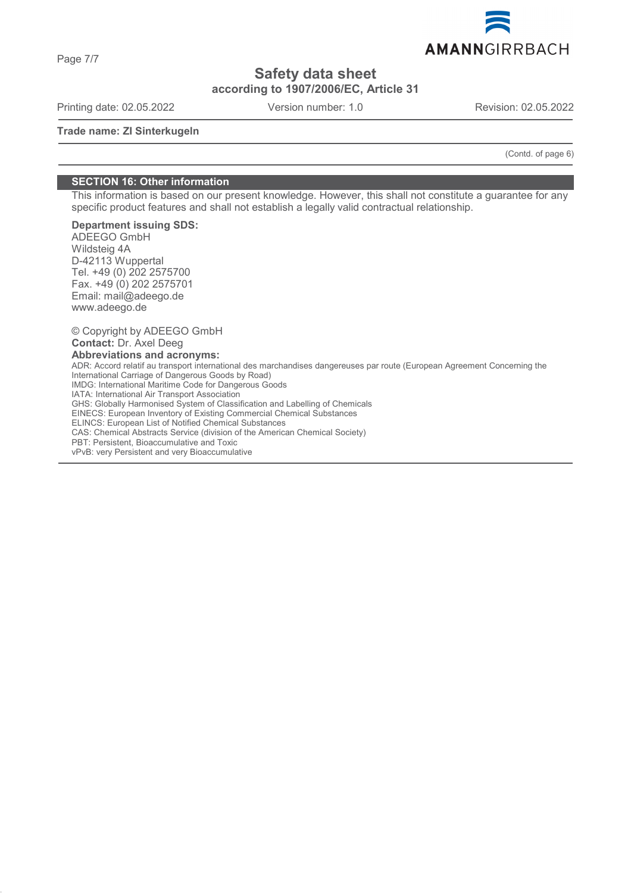Trade name: ZI Sinterkugeln

(Contd. of page 6)

## SECTION 16: Other information

This information is based on our present knowledge. However, this shall not constitute a guarantee for any specific product features and shall not establish a legally valid contractual relationship.

**Department issuing SDS:**
ADEEGO GmbH
Wildsteig 4A
D-42113 Wuppertal
Tel. +49 (0) 202 2575700
Fax. +49 (0) 202 2575701
Email: mail@adeego.de
www.adeego.de

© Copyright by ADEEGO GmbH
**Contact:** Dr. Axel Deeg
**Abbreviations and acronyms:**
ADR: Accord relatif au transport international des marchandises dangereuses par route (European Agreement Concerning the International Carriage of Dangerous Goods by Road)
IMDG: International Maritime Code for Dangerous Goods
IATA: International Air Transport Association
GHS: Globally Harmonised System of Classification and Labelling of Chemicals
EINECS: European Inventory of Existing Commercial Chemical Substances
ELINCS: European List of Notified Chemical Substances
CAS: Chemical Abstracts Service (division of the American Chemical Society)
PBT: Persistent, Bioaccumulative and Toxic
vPvB: very Persistent and very Bioaccumulative